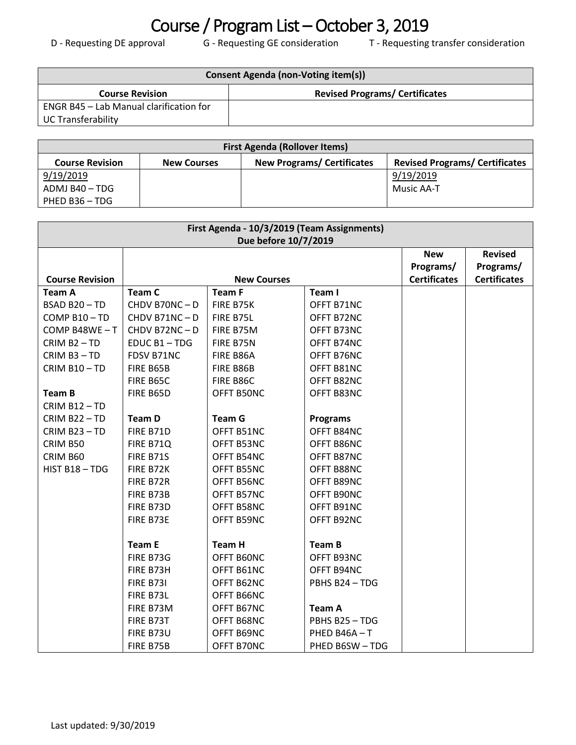# Course / Program List – October 3, 2019

D - Requesting DE approval G - Requesting GE consideration T - Requesting transfer consideration

| Consent Agenda (non-Voting item(s)) | |
|---|---|
| **Course Revision** | **Revised Programs/ Certificates** |
| ENGR B45 – Lab Manual clarification for UC Transferability | |

| First Agenda (Rollover Items) | | | |
|---|---|---|---|
| **Course Revision** | **New Courses** | **New Programs/ Certificates** | **Revised Programs/ Certificates** |
| 9/19/2019<br>ADMJ B40 – TDG<br>PHED B36 – TDG | | | 9/19/2019<br>Music AA-T |

| First Agenda - 10/3/2019 (Team Assignments) Due before 10/7/2019 | | | | | |
|---|---|---|---|---|---|
| **Course Revision** | **New Courses** | | | **New Programs/ Certificates** | **Revised Programs/ Certificates** |
| **Team A** | **Team C** | **Team F** | **Team I** | | |
| BSAD B20 – TD | CHDV B70NC – D | FIRE B75K | OFFT B71NC | | |
| COMP B10 – TD | CHDV B71NC – D | FIRE B75L | OFFT B72NC | | |
| COMP B48WE – T | CHDV B72NC – D | FIRE B75M | OFFT B73NC | | |
| CRIM B2 – TD | EDUC B1 – TDG | FIRE B75N | OFFT B74NC | | |
| CRIM B3 – TD | FDSV B71NC | FIRE B86A | OFFT B76NC | | |
| CRIM B10 – TD | FIRE B65B | FIRE B86B | OFFT B81NC | | |
| | FIRE B65C | FIRE B86C | OFFT B82NC | | |
| **Team B** | FIRE B65D | OFFT B50NC | OFFT B83NC | | |
| CRIM B12 – TD | | | | | |
| CRIM B22 – TD | **Team D** | **Team G** | **Programs** | | |
| CRIM B23 – TD | FIRE B71D | OFFT B51NC | OFFT B84NC | | |
| CRIM B50 | FIRE B71Q | OFFT B53NC | OFFT B86NC | | |
| CRIM B60 | FIRE B71S | OFFT B54NC | OFFT B87NC | | |
| HIST B18 – TDG | FIRE B72K | OFFT B55NC | OFFT B88NC | | |
| | FIRE B72R | OFFT B56NC | OFFT B89NC | | |
| | FIRE B73B | OFFT B57NC | OFFT B90NC | | |
| | FIRE B73D | OFFT B58NC | OFFT B91NC | | |
| | FIRE B73E | OFFT B59NC | OFFT B92NC | | |
| | | | | | |
| | **Team E** | **Team H** | **Team B** | | |
| | FIRE B73G | OFFT B60NC | OFFT B93NC | | |
| | FIRE B73H | OFFT B61NC | OFFT B94NC | | |
| | FIRE B73I | OFFT B62NC | PBHS B24 – TDG | | |
| | FIRE B73L | OFFT B66NC | | | |
| | FIRE B73M | OFFT B67NC | **Team A** | | |
| | FIRE B73T | OFFT B68NC | PBHS B25 – TDG | | |
| | FIRE B73U | OFFT B69NC | PHED B46A – T | | |
| | FIRE B75B | OFFT B70NC | PHED B6SW – TDG | | |

Last updated: 9/30/2019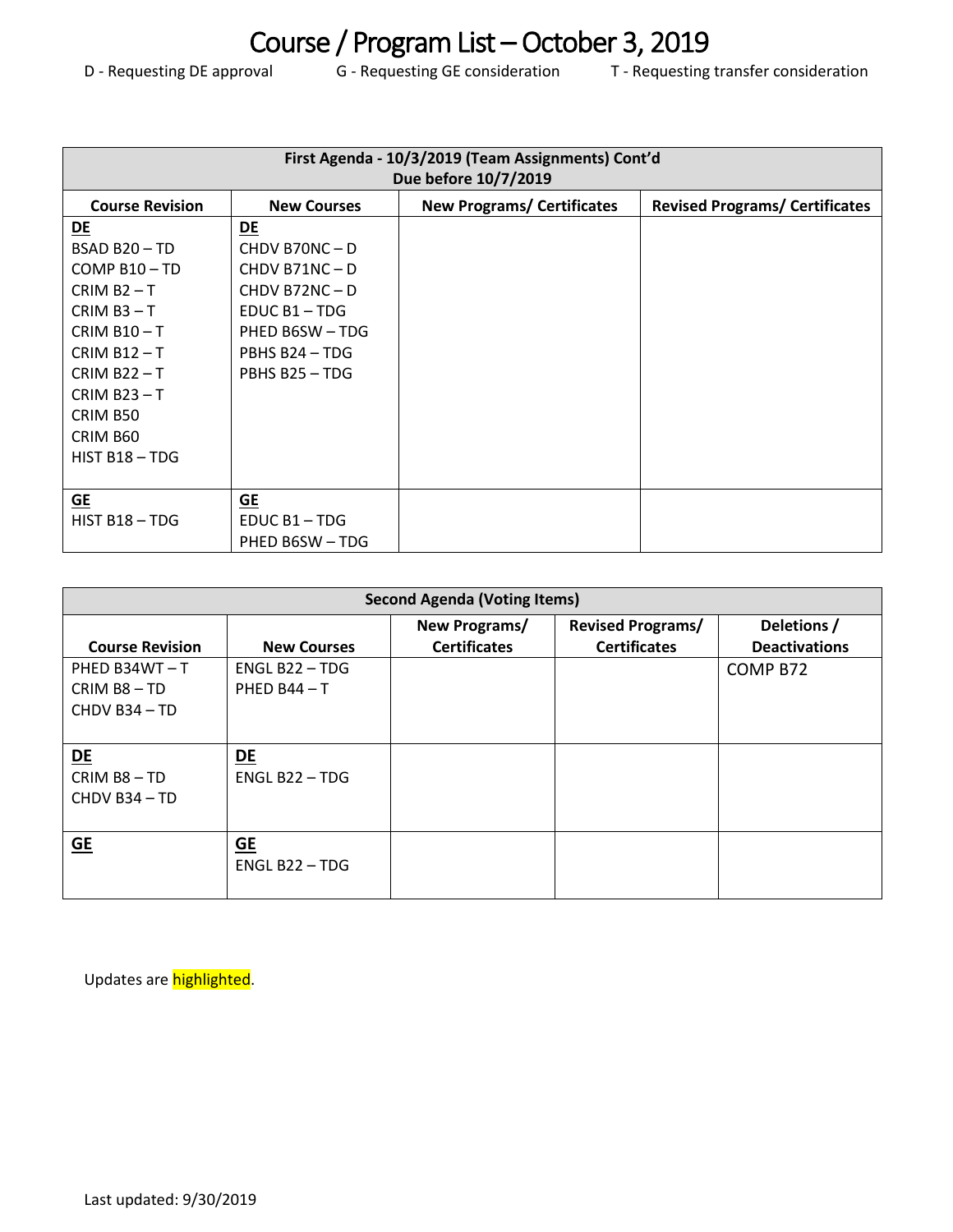# Course / Program List – October 3, 2019

D - Requesting DE approval G - Requesting GE consideration T - Requesting transfer consideration

| First Agenda - 10/3/2019 (Team Assignments) Cont'd Due before 10/7/2019 | | | |
|---|---|---|---|
| **Course Revision** | **New Courses** | **New Programs/ Certificates** | **Revised Programs/ Certificates** |
| **DE**<br>BSAD B20 – TD<br>COMP B10 – TD<br>CRIM B2 – T<br>CRIM B3 – T<br>CRIM B10 – T<br>CRIM B12 – T<br>CRIM B22 – T<br>CRIM B23 – T<br>CRIM B50<br>CRIM B60<br>HIST B18 – TDG | **DE**<br>CHDV B70NC – D<br>CHDV B71NC – D<br>CHDV B72NC – D<br>EDUC B1 – TDG<br>PHED B6SW – TDG<br>PBHS B24 – TDG<br>PBHS B25 – TDG | | |
| **GE**<br>HIST B18 – TDG | **GE**<br>EDUC B1 – TDG<br>PHED B6SW – TDG | | |

| Second Agenda (Voting Items) | | | | |
|---|---|---|---|---|
| **Course Revision** | **New Courses** | **New Programs/ Certificates** | **Revised Programs/ Certificates** | **Deletions / Deactivations** |
| PHED B34WT – T<br>CRIM B8 – TD<br>CHDV B34 – TD | ENGL B22 – TDG<br>PHED B44 – T | | | COMP B72 |
| **DE**<br>CRIM B8 – TD<br>CHDV B34 – TD | **DE**<br>ENGL B22 – TDG | | | |
| **GE** | **GE**<br>ENGL B22 – TDG | | | |

Updates are highlighted.

Last updated: 9/30/2019